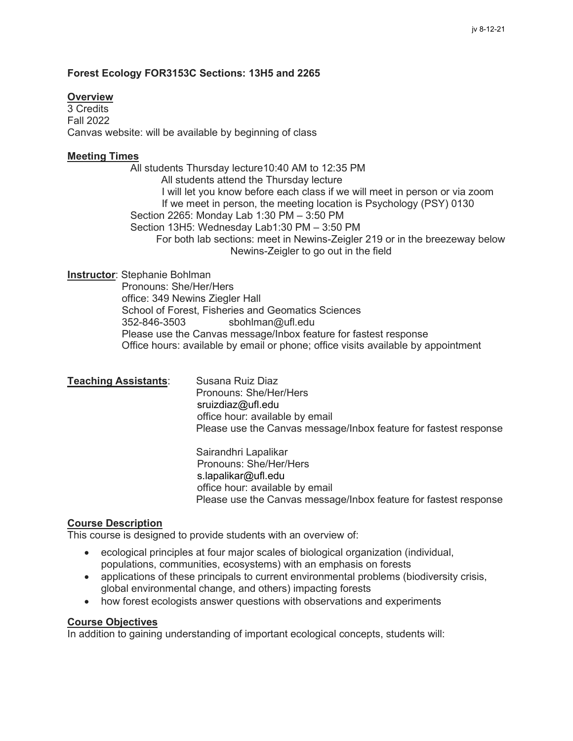**Forest Ecology FOR3153C Sections: 13H5 and 2265**

**Overview**

3 Credits
Fall 2022
Canvas website: will be available by beginning of class

**Meeting Times**

All students Thursday lecture10:40 AM to 12:35 PM
All students attend the Thursday lecture
I will let you know before each class if we will meet in person or via zoom
If we meet in person, the meeting location is Psychology (PSY) 0130
Section 2265: Monday Lab 1:30 PM – 3:50 PM
Section 13H5: Wednesday Lab1:30 PM – 3:50 PM
For both lab sections: meet in Newins-Zeigler 219 or in the breezeway below Newins-Zeigler to go out in the field

**Instructor**: Stephanie Bohlman
Pronouns: She/Her/Hers
office: 349 Newins Ziegler Hall
School of Forest, Fisheries and Geomatics Sciences
352-846-3503 sbohlman@ufl.edu
Please use the Canvas message/Inbox feature for fastest response
Office hours: available by email or phone; office visits available by appointment

**Teaching Assistants**: Susana Ruiz Diaz
Pronouns: She/Her/Hers
sruizdiaz@ufl.edu
office hour: available by email
Please use the Canvas message/Inbox feature for fastest response

Sairandhri Lapalikar
Pronouns: She/Her/Hers
s.lapalikar@ufl.edu
office hour: available by email
Please use the Canvas message/Inbox feature for fastest response

**Course Description**

This course is designed to provide students with an overview of:

- ecological principles at four major scales of biological organization (individual, populations, communities, ecosystems) with an emphasis on forests
- applications of these principals to current environmental problems (biodiversity crisis, global environmental change, and others) impacting forests
- how forest ecologists answer questions with observations and experiments

**Course Objectives**

In addition to gaining understanding of important ecological concepts, students will: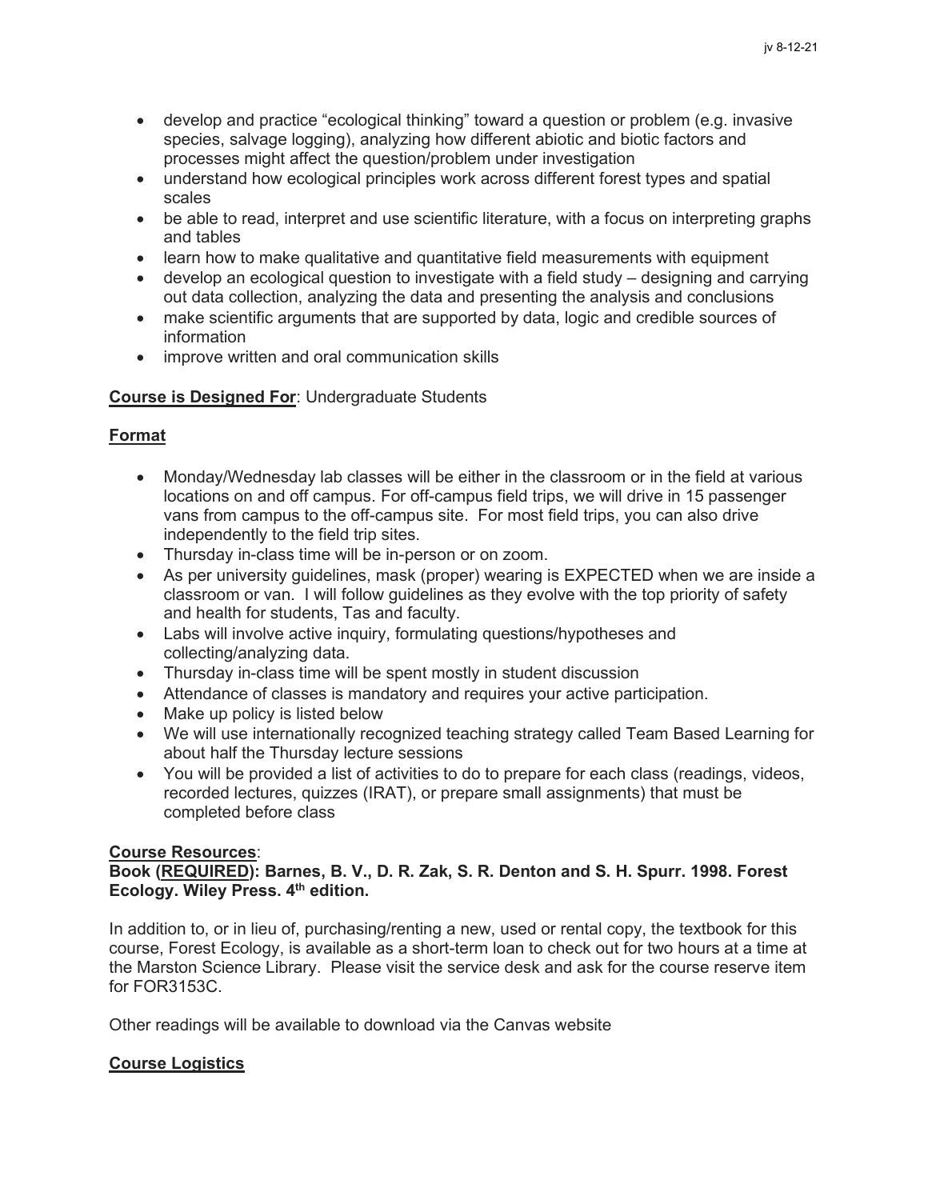- develop and practice "ecological thinking" toward a question or problem (e.g. invasive species, salvage logging), analyzing how different abiotic and biotic factors and processes might affect the question/problem under investigation
- understand how ecological principles work across different forest types and spatial scales
- be able to read, interpret and use scientific literature, with a focus on interpreting graphs and tables
- learn how to make qualitative and quantitative field measurements with equipment
- develop an ecological question to investigate with a field study – designing and carrying out data collection, analyzing the data and presenting the analysis and conclusions
- make scientific arguments that are supported by data, logic and credible sources of information
- improve written and oral communication skills

**Course is Designed For**: Undergraduate Students

**Format**

- Monday/Wednesday lab classes will be either in the classroom or in the field at various locations on and off campus. For off-campus field trips, we will drive in 15 passenger vans from campus to the off-campus site. For most field trips, you can also drive independently to the field trip sites.
- Thursday in-class time will be in-person or on zoom.
- As per university guidelines, mask (proper) wearing is EXPECTED when we are inside a classroom or van. I will follow guidelines as they evolve with the top priority of safety and health for students, Tas and faculty.
- Labs will involve active inquiry, formulating questions/hypotheses and collecting/analyzing data.
- Thursday in-class time will be spent mostly in student discussion
- Attendance of classes is mandatory and requires your active participation.
- Make up policy is listed below
- We will use internationally recognized teaching strategy called Team Based Learning for about half the Thursday lecture sessions
- You will be provided a list of activities to do to prepare for each class (readings, videos, recorded lectures, quizzes (IRAT), or prepare small assignments) that must be completed before class

**Course Resources**:

**Book (REQUIRED): Barnes, B. V., D. R. Zak, S. R. Denton and S. H. Spurr. 1998. Forest Ecology. Wiley Press. 4th edition.**

In addition to, or in lieu of, purchasing/renting a new, used or rental copy, the textbook for this course, Forest Ecology, is available as a short-term loan to check out for two hours at a time at the Marston Science Library. Please visit the service desk and ask for the course reserve item for FOR3153C.

Other readings will be available to download via the Canvas website

**Course Logistics**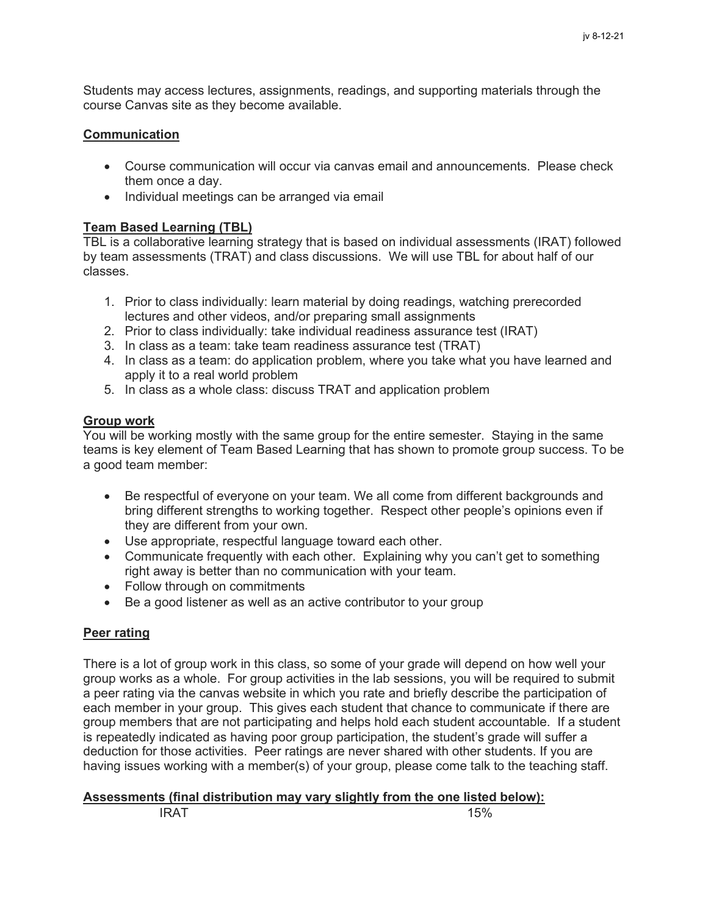Students may access lectures, assignments, readings, and supporting materials through the course Canvas site as they become available.

**Communication**

- Course communication will occur via canvas email and announcements. Please check them once a day.
- Individual meetings can be arranged via email

**Team Based Learning (TBL)**

TBL is a collaborative learning strategy that is based on individual assessments (IRAT) followed by team assessments (TRAT) and class discussions. We will use TBL for about half of our classes.

1. Prior to class individually: learn material by doing readings, watching prerecorded lectures and other videos, and/or preparing small assignments
2. Prior to class individually: take individual readiness assurance test (IRAT)
3. In class as a team: take team readiness assurance test (TRAT)
4. In class as a team: do application problem, where you take what you have learned and apply it to a real world problem
5. In class as a whole class: discuss TRAT and application problem

**Group work**

You will be working mostly with the same group for the entire semester. Staying in the same teams is key element of Team Based Learning that has shown to promote group success. To be a good team member:

- Be respectful of everyone on your team. We all come from different backgrounds and bring different strengths to working together. Respect other people's opinions even if they are different from your own.
- Use appropriate, respectful language toward each other.
- Communicate frequently with each other. Explaining why you can't get to something right away is better than no communication with your team.
- Follow through on commitments
- Be a good listener as well as an active contributor to your group

**Peer rating**

There is a lot of group work in this class, so some of your grade will depend on how well your group works as a whole. For group activities in the lab sessions, you will be required to submit a peer rating via the canvas website in which you rate and briefly describe the participation of each member in your group. This gives each student that chance to communicate if there are group members that are not participating and helps hold each student accountable. If a student is repeatedly indicated as having poor group participation, the student's grade will suffer a deduction for those activities. Peer ratings are never shared with other students. If you are having issues working with a member(s) of your group, please come talk to the teaching staff.

**Assessments (final distribution may vary slightly from the one listed below):**

| | |
|---|---|
| IRAT | 15% |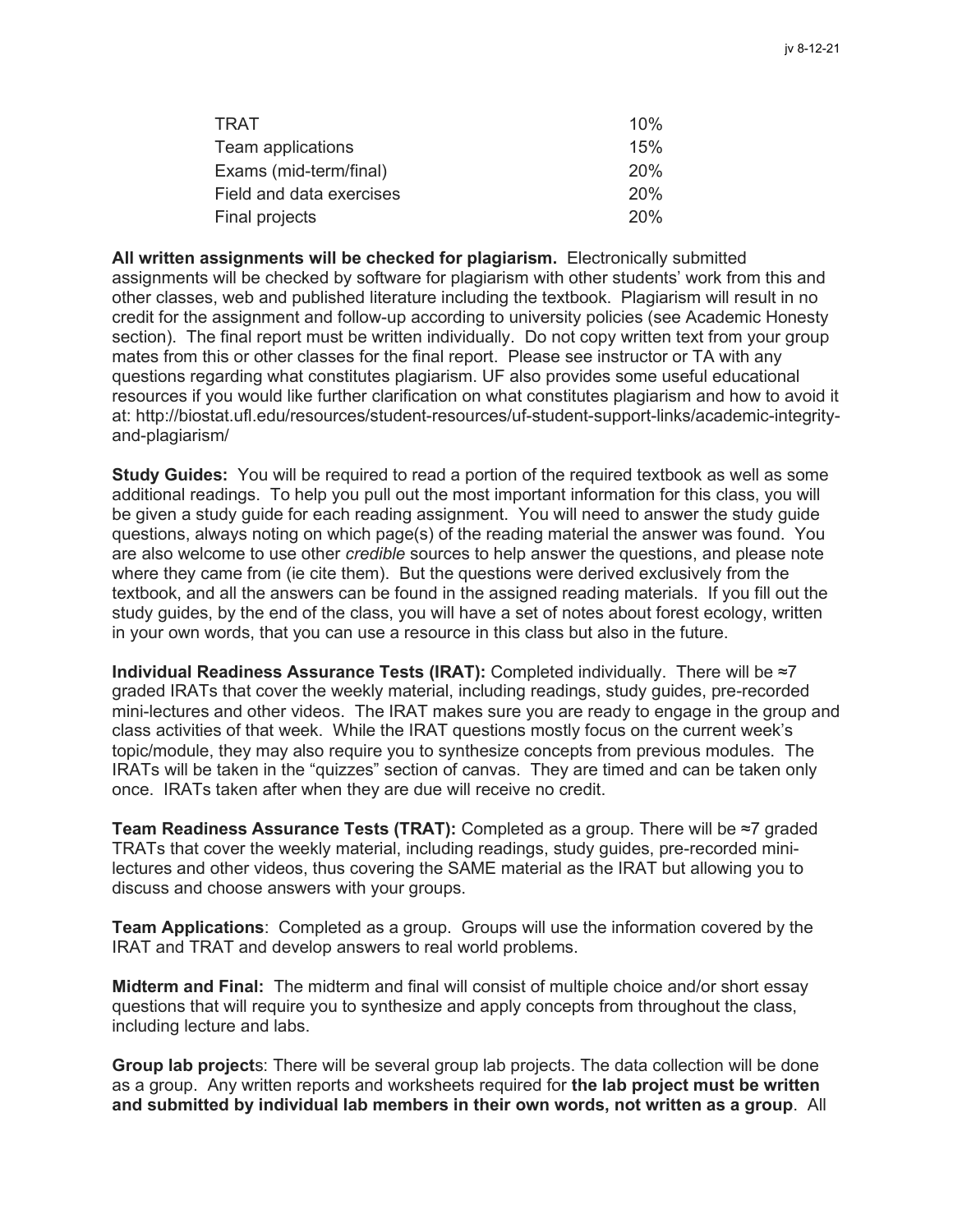| | |
|---|---|
| TRAT | 10% |
| Team applications | 15% |
| Exams (mid-term/final) | 20% |
| Field and data exercises | 20% |
| Final projects | 20% |

**All written assignments will be checked for plagiarism.** Electronically submitted assignments will be checked by software for plagiarism with other students' work from this and other classes, web and published literature including the textbook. Plagiarism will result in no credit for the assignment and follow-up according to university policies (see Academic Honesty section). The final report must be written individually. Do not copy written text from your group mates from this or other classes for the final report. Please see instructor or TA with any questions regarding what constitutes plagiarism. UF also provides some useful educational resources if you would like further clarification on what constitutes plagiarism and how to avoid it at: http://biostat.ufl.edu/resources/student-resources/uf-student-support-links/academic-integrity-and-plagiarism/

**Study Guides:** You will be required to read a portion of the required textbook as well as some additional readings. To help you pull out the most important information for this class, you will be given a study guide for each reading assignment. You will need to answer the study guide questions, always noting on which page(s) of the reading material the answer was found. You are also welcome to use other *credible* sources to help answer the questions, and please note where they came from (ie cite them). But the questions were derived exclusively from the textbook, and all the answers can be found in the assigned reading materials. If you fill out the study guides, by the end of the class, you will have a set of notes about forest ecology, written in your own words, that you can use a resource in this class but also in the future.

**Individual Readiness Assurance Tests (IRAT):** Completed individually. There will be ≈7 graded IRATs that cover the weekly material, including readings, study guides, pre-recorded mini-lectures and other videos. The IRAT makes sure you are ready to engage in the group and class activities of that week. While the IRAT questions mostly focus on the current week's topic/module, they may also require you to synthesize concepts from previous modules. The IRATs will be taken in the "quizzes" section of canvas. They are timed and can be taken only once. IRATs taken after when they are due will receive no credit.

**Team Readiness Assurance Tests (TRAT):** Completed as a group. There will be ≈7 graded TRATs that cover the weekly material, including readings, study guides, pre-recorded mini-lectures and other videos, thus covering the SAME material as the IRAT but allowing you to discuss and choose answers with your groups.

**Team Applications**: Completed as a group. Groups will use the information covered by the IRAT and TRAT and develop answers to real world problems.

**Midterm and Final:** The midterm and final will consist of multiple choice and/or short essay questions that will require you to synthesize and apply concepts from throughout the class, including lecture and labs.

**Group lab project**s: There will be several group lab projects. The data collection will be done as a group. Any written reports and worksheets required for **the lab project must be written and submitted by individual lab members in their own words, not written as a group**. All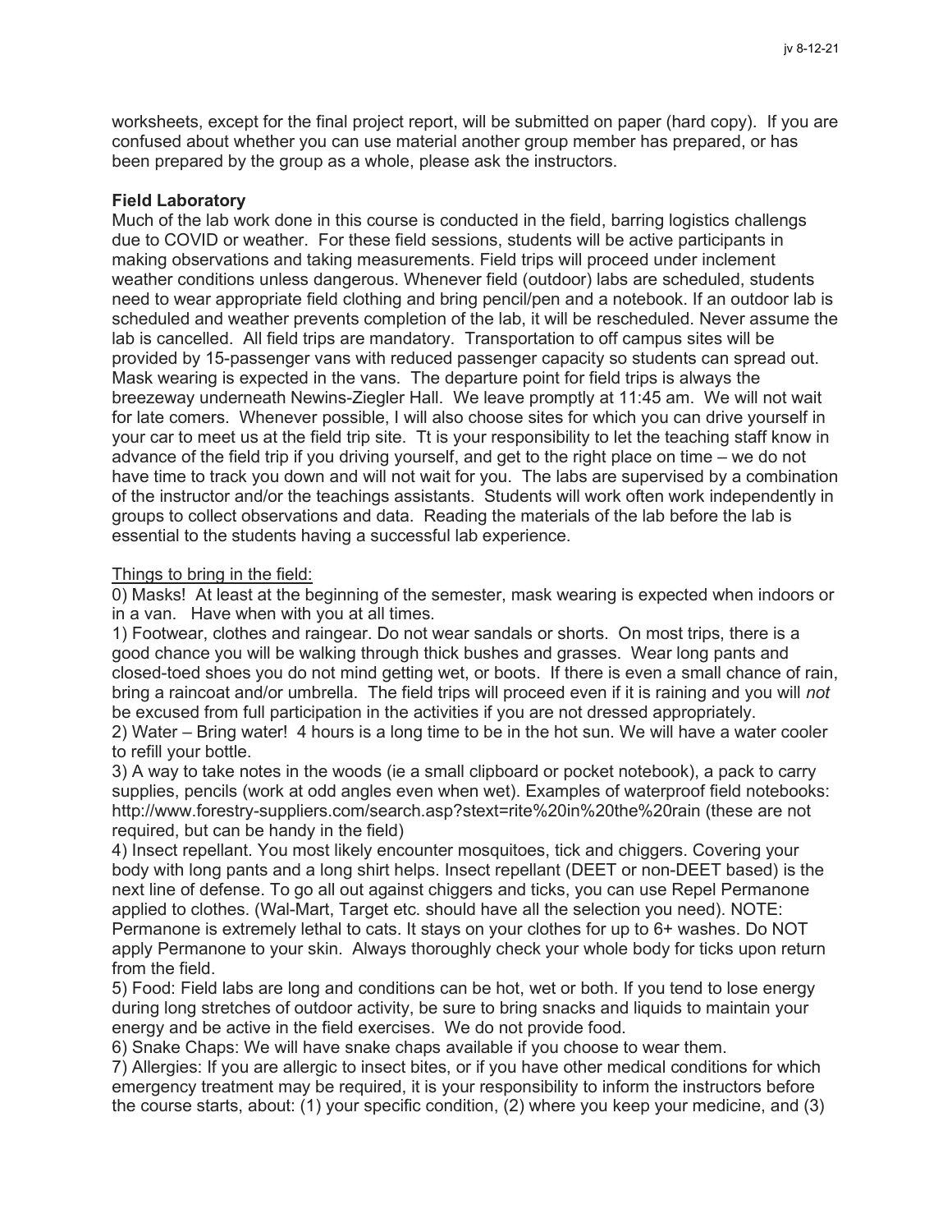worksheets, except for the final project report, will be submitted on paper (hard copy). If you are confused about whether you can use material another group member has prepared, or has been prepared by the group as a whole, please ask the instructors.

**Field Laboratory**

Much of the lab work done in this course is conducted in the field, barring logistics challengs due to COVID or weather. For these field sessions, students will be active participants in making observations and taking measurements. Field trips will proceed under inclement weather conditions unless dangerous. Whenever field (outdoor) labs are scheduled, students need to wear appropriate field clothing and bring pencil/pen and a notebook. If an outdoor lab is scheduled and weather prevents completion of the lab, it will be rescheduled. Never assume the lab is cancelled. All field trips are mandatory. Transportation to off campus sites will be provided by 15-passenger vans with reduced passenger capacity so students can spread out. Mask wearing is expected in the vans. The departure point for field trips is always the breezeway underneath Newins-Ziegler Hall. We leave promptly at 11:45 am. We will not wait for late comers. Whenever possible, I will also choose sites for which you can drive yourself in your car to meet us at the field trip site. Tt is your responsibility to let the teaching staff know in advance of the field trip if you driving yourself, and get to the right place on time – we do not have time to track you down and will not wait for you. The labs are supervised by a combination of the instructor and/or the teachings assistants. Students will work often work independently in groups to collect observations and data. Reading the materials of the lab before the lab is essential to the students having a successful lab experience.

<u>Things to bring in the field:</u>

0) Masks! At least at the beginning of the semester, mask wearing is expected when indoors or in a van. Have when with you at all times.

1) Footwear, clothes and raingear. Do not wear sandals or shorts. On most trips, there is a good chance you will be walking through thick bushes and grasses. Wear long pants and closed-toed shoes you do not mind getting wet, or boots. If there is even a small chance of rain, bring a raincoat and/or umbrella. The field trips will proceed even if it is raining and you will *not* be excused from full participation in the activities if you are not dressed appropriately.

2) Water – Bring water! 4 hours is a long time to be in the hot sun. We will have a water cooler to refill your bottle.

3) A way to take notes in the woods (ie a small clipboard or pocket notebook), a pack to carry supplies, pencils (work at odd angles even when wet). Examples of waterproof field notebooks: http://www.forestry-suppliers.com/search.asp?stext=rite%20in%20the%20rain (these are not required, but can be handy in the field)

4) Insect repellant. You most likely encounter mosquitoes, tick and chiggers. Covering your body with long pants and a long shirt helps. Insect repellant (DEET or non-DEET based) is the next line of defense. To go all out against chiggers and ticks, you can use Repel Permanone applied to clothes. (Wal-Mart, Target etc. should have all the selection you need). NOTE: Permanone is extremely lethal to cats. It stays on your clothes for up to 6+ washes. Do NOT apply Permanone to your skin. Always thoroughly check your whole body for ticks upon return from the field.

5) Food: Field labs are long and conditions can be hot, wet or both. If you tend to lose energy during long stretches of outdoor activity, be sure to bring snacks and liquids to maintain your energy and be active in the field exercises. We do not provide food.

6) Snake Chaps: We will have snake chaps available if you choose to wear them.

7) Allergies: If you are allergic to insect bites, or if you have other medical conditions for which emergency treatment may be required, it is your responsibility to inform the instructors before the course starts, about: (1) your specific condition, (2) where you keep your medicine, and (3)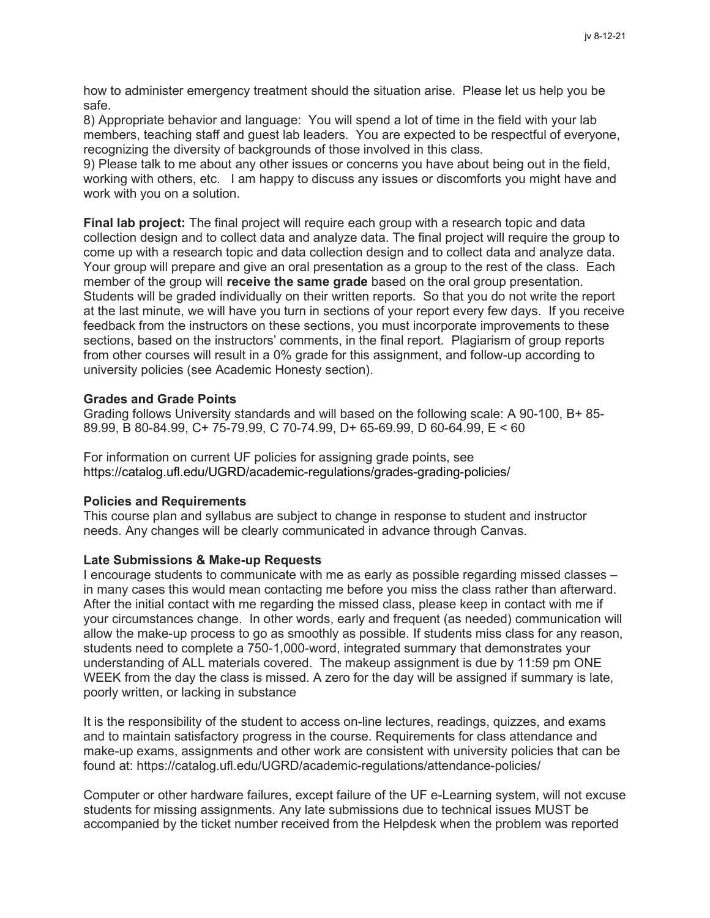how to administer emergency treatment should the situation arise. Please let us help you be safe.

8) Appropriate behavior and language: You will spend a lot of time in the field with your lab members, teaching staff and guest lab leaders. You are expected to be respectful of everyone, recognizing the diversity of backgrounds of those involved in this class.

9) Please talk to me about any other issues or concerns you have about being out in the field, working with others, etc. I am happy to discuss any issues or discomforts you might have and work with you on a solution.

**Final lab project:** The final project will require each group with a research topic and data collection design and to collect data and analyze data. The final project will require the group to come up with a research topic and data collection design and to collect data and analyze data. Your group will prepare and give an oral presentation as a group to the rest of the class. Each member of the group will **receive the same grade** based on the oral group presentation. Students will be graded individually on their written reports. So that you do not write the report at the last minute, we will have you turn in sections of your report every few days. If you receive feedback from the instructors on these sections, you must incorporate improvements to these sections, based on the instructors' comments, in the final report. Plagiarism of group reports from other courses will result in a 0% grade for this assignment, and follow-up according to university policies (see Academic Honesty section).

**Grades and Grade Points**

Grading follows University standards and will based on the following scale: A 90-100, B+ 85-89.99, B 80-84.99, C+ 75-79.99, C 70-74.99, D+ 65-69.99, D 60-64.99, E < 60

For information on current UF policies for assigning grade points, see https://catalog.ufl.edu/UGRD/academic-regulations/grades-grading-policies/

**Policies and Requirements**

This course plan and syllabus are subject to change in response to student and instructor needs. Any changes will be clearly communicated in advance through Canvas.

**Late Submissions & Make-up Requests**

I encourage students to communicate with me as early as possible regarding missed classes – in many cases this would mean contacting me before you miss the class rather than afterward. After the initial contact with me regarding the missed class, please keep in contact with me if your circumstances change. In other words, early and frequent (as needed) communication will allow the make-up process to go as smoothly as possible. If students miss class for any reason, students need to complete a 750-1,000-word, integrated summary that demonstrates your understanding of ALL materials covered. The makeup assignment is due by 11:59 pm ONE WEEK from the day the class is missed. A zero for the day will be assigned if summary is late, poorly written, or lacking in substance

It is the responsibility of the student to access on-line lectures, readings, quizzes, and exams and to maintain satisfactory progress in the course. Requirements for class attendance and make-up exams, assignments and other work are consistent with university policies that can be found at: https://catalog.ufl.edu/UGRD/academic-regulations/attendance-policies/

Computer or other hardware failures, except failure of the UF e-Learning system, will not excuse students for missing assignments. Any late submissions due to technical issues MUST be accompanied by the ticket number received from the Helpdesk when the problem was reported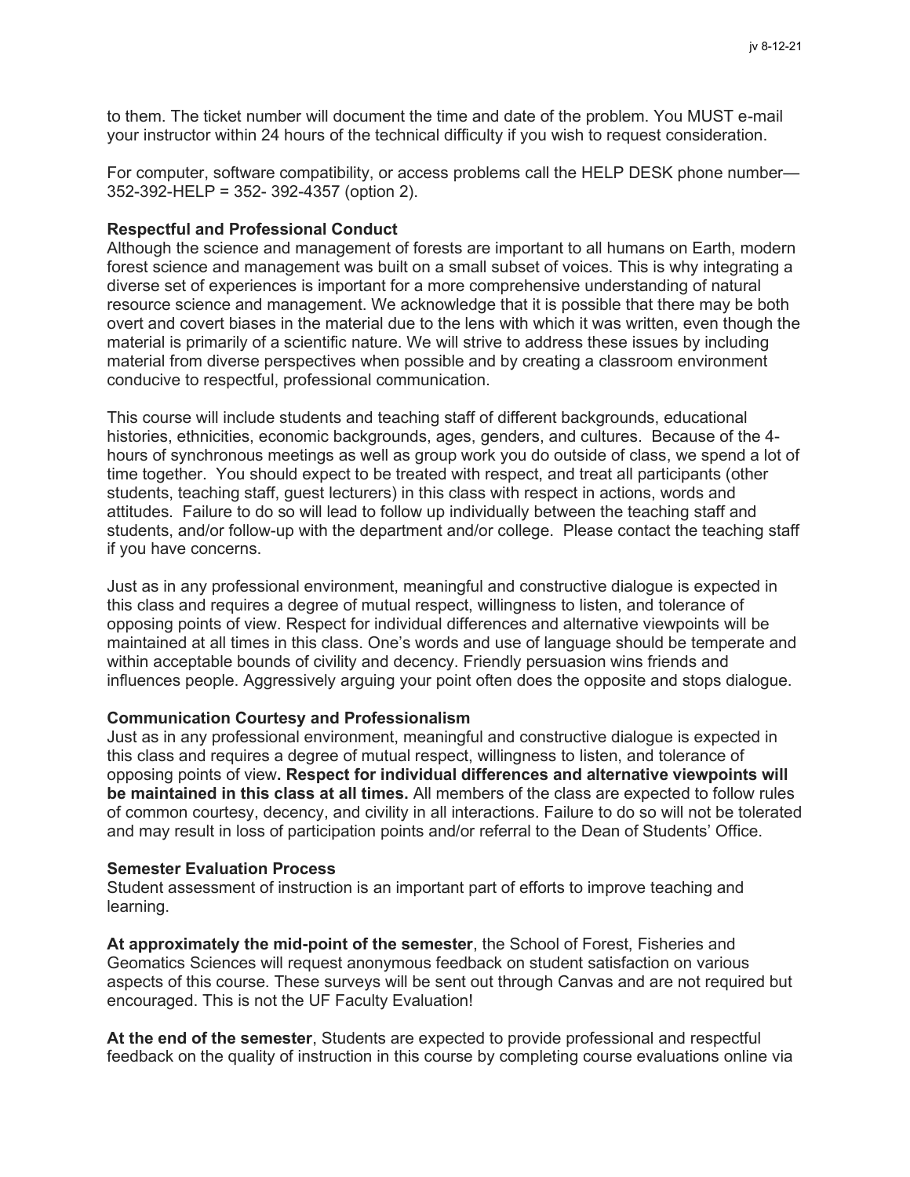to them. The ticket number will document the time and date of the problem. You MUST e-mail your instructor within 24 hours of the technical difficulty if you wish to request consideration.

For computer, software compatibility, or access problems call the HELP DESK phone number—352-392-HELP = 352- 392-4357 (option 2).

**Respectful and Professional Conduct**

Although the science and management of forests are important to all humans on Earth, modern forest science and management was built on a small subset of voices. This is why integrating a diverse set of experiences is important for a more comprehensive understanding of natural resource science and management. We acknowledge that it is possible that there may be both overt and covert biases in the material due to the lens with which it was written, even though the material is primarily of a scientific nature. We will strive to address these issues by including material from diverse perspectives when possible and by creating a classroom environment conducive to respectful, professional communication.

This course will include students and teaching staff of different backgrounds, educational histories, ethnicities, economic backgrounds, ages, genders, and cultures. Because of the 4-hours of synchronous meetings as well as group work you do outside of class, we spend a lot of time together. You should expect to be treated with respect, and treat all participants (other students, teaching staff, guest lecturers) in this class with respect in actions, words and attitudes. Failure to do so will lead to follow up individually between the teaching staff and students, and/or follow-up with the department and/or college. Please contact the teaching staff if you have concerns.

Just as in any professional environment, meaningful and constructive dialogue is expected in this class and requires a degree of mutual respect, willingness to listen, and tolerance of opposing points of view. Respect for individual differences and alternative viewpoints will be maintained at all times in this class. One's words and use of language should be temperate and within acceptable bounds of civility and decency. Friendly persuasion wins friends and influences people. Aggressively arguing your point often does the opposite and stops dialogue.

**Communication Courtesy and Professionalism**

Just as in any professional environment, meaningful and constructive dialogue is expected in this class and requires a degree of mutual respect, willingness to listen, and tolerance of opposing points of view**. Respect for individual differences and alternative viewpoints will be maintained in this class at all times.** All members of the class are expected to follow rules of common courtesy, decency, and civility in all interactions. Failure to do so will not be tolerated and may result in loss of participation points and/or referral to the Dean of Students' Office.

**Semester Evaluation Process**

Student assessment of instruction is an important part of efforts to improve teaching and learning.

**At approximately the mid-point of the semester**, the School of Forest, Fisheries and Geomatics Sciences will request anonymous feedback on student satisfaction on various aspects of this course. These surveys will be sent out through Canvas and are not required but encouraged. This is not the UF Faculty Evaluation!

**At the end of the semester**, Students are expected to provide professional and respectful feedback on the quality of instruction in this course by completing course evaluations online via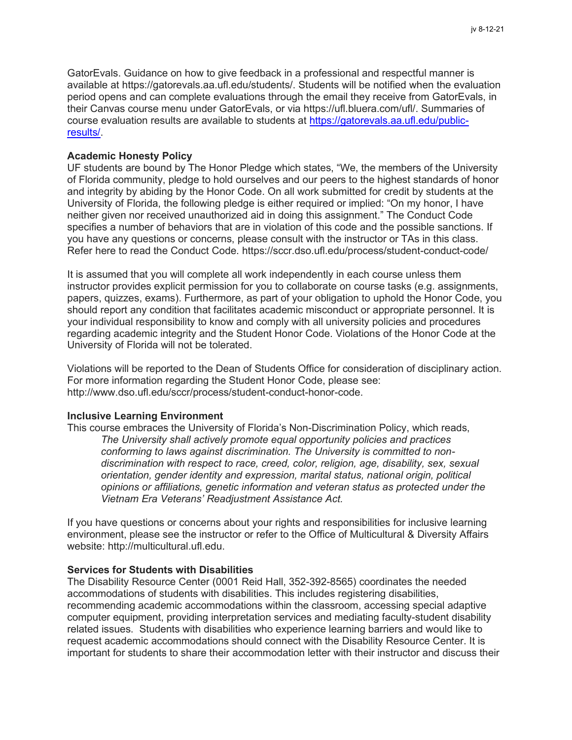GatorEvals. Guidance on how to give feedback in a professional and respectful manner is available at https://gatorevals.aa.ufl.edu/students/. Students will be notified when the evaluation period opens and can complete evaluations through the email they receive from GatorEvals, in their Canvas course menu under GatorEvals, or via https://ufl.bluera.com/ufl/. Summaries of course evaluation results are available to students at [https://gatorevals.aa.ufl.edu/public-results/](https://gatorevals.aa.ufl.edu/public-results/).

**Academic Honesty Policy**

UF students are bound by The Honor Pledge which states, "We, the members of the University of Florida community, pledge to hold ourselves and our peers to the highest standards of honor and integrity by abiding by the Honor Code. On all work submitted for credit by students at the University of Florida, the following pledge is either required or implied: "On my honor, I have neither given nor received unauthorized aid in doing this assignment." The Conduct Code specifies a number of behaviors that are in violation of this code and the possible sanctions. If you have any questions or concerns, please consult with the instructor or TAs in this class. Refer here to read the Conduct Code. https://sccr.dso.ufl.edu/process/student-conduct-code/

It is assumed that you will complete all work independently in each course unless them instructor provides explicit permission for you to collaborate on course tasks (e.g. assignments, papers, quizzes, exams). Furthermore, as part of your obligation to uphold the Honor Code, you should report any condition that facilitates academic misconduct or appropriate personnel. It is your individual responsibility to know and comply with all university policies and procedures regarding academic integrity and the Student Honor Code. Violations of the Honor Code at the University of Florida will not be tolerated.

Violations will be reported to the Dean of Students Office for consideration of disciplinary action. For more information regarding the Student Honor Code, please see: http://www.dso.ufl.edu/sccr/process/student-conduct-honor-code.

**Inclusive Learning Environment**

This course embraces the University of Florida's Non-Discrimination Policy, which reads,

> *The University shall actively promote equal opportunity policies and practices conforming to laws against discrimination. The University is committed to non-discrimination with respect to race, creed, color, religion, age, disability, sex, sexual orientation, gender identity and expression, marital status, national origin, political opinions or affiliations, genetic information and veteran status as protected under the Vietnam Era Veterans' Readjustment Assistance Act.*

If you have questions or concerns about your rights and responsibilities for inclusive learning environment, please see the instructor or refer to the Office of Multicultural & Diversity Affairs website: http://multicultural.ufl.edu.

**Services for Students with Disabilities**

The Disability Resource Center (0001 Reid Hall, 352-392-8565) coordinates the needed accommodations of students with disabilities. This includes registering disabilities, recommending academic accommodations within the classroom, accessing special adaptive computer equipment, providing interpretation services and mediating faculty-student disability related issues. Students with disabilities who experience learning barriers and would like to request academic accommodations should connect with the Disability Resource Center. It is important for students to share their accommodation letter with their instructor and discuss their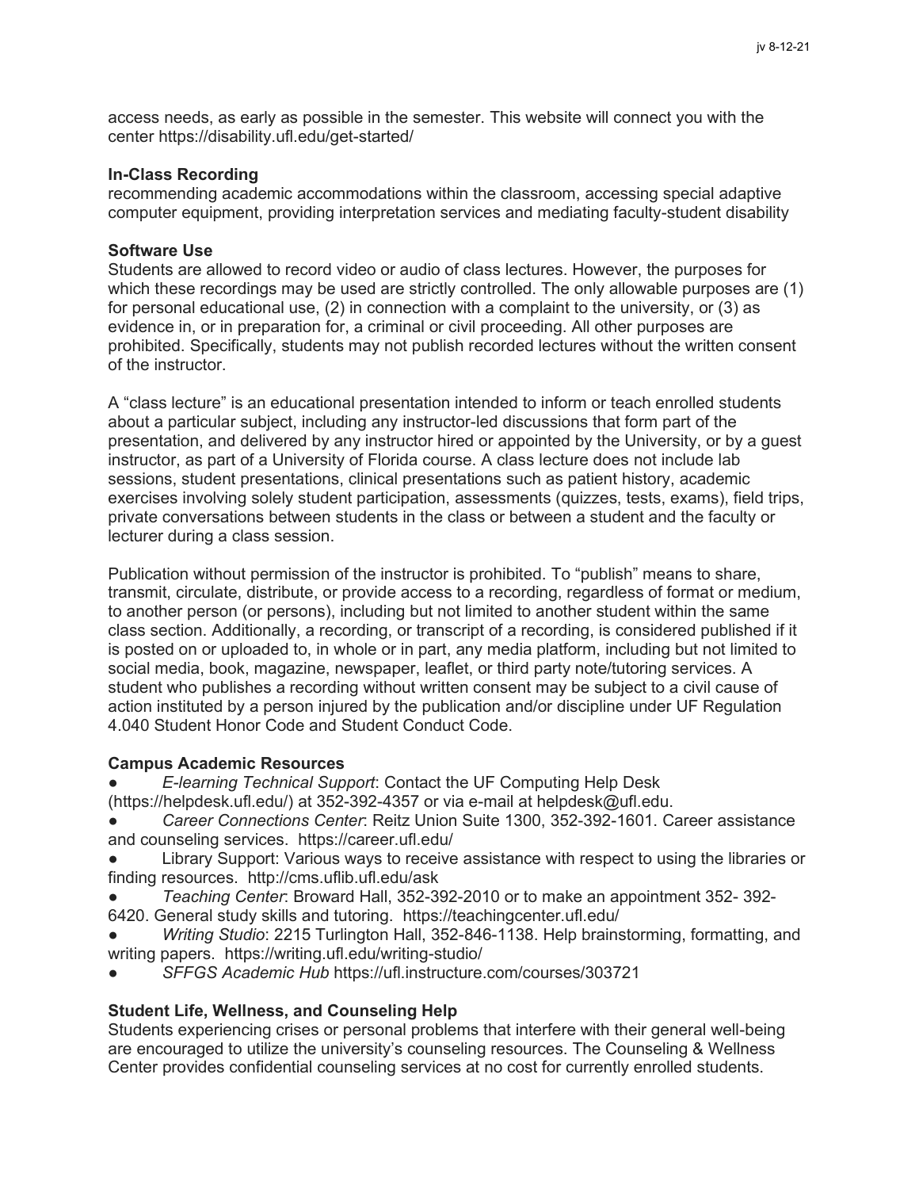access needs, as early as possible in the semester. This website will connect you with the center https://disability.ufl.edu/get-started/

**In-Class Recording**

recommending academic accommodations within the classroom, accessing special adaptive computer equipment, providing interpretation services and mediating faculty-student disability

**Software Use**

Students are allowed to record video or audio of class lectures. However, the purposes for which these recordings may be used are strictly controlled. The only allowable purposes are (1) for personal educational use, (2) in connection with a complaint to the university, or (3) as evidence in, or in preparation for, a criminal or civil proceeding. All other purposes are prohibited. Specifically, students may not publish recorded lectures without the written consent of the instructor.

A "class lecture" is an educational presentation intended to inform or teach enrolled students about a particular subject, including any instructor-led discussions that form part of the presentation, and delivered by any instructor hired or appointed by the University, or by a guest instructor, as part of a University of Florida course. A class lecture does not include lab sessions, student presentations, clinical presentations such as patient history, academic exercises involving solely student participation, assessments (quizzes, tests, exams), field trips, private conversations between students in the class or between a student and the faculty or lecturer during a class session.

Publication without permission of the instructor is prohibited. To "publish" means to share, transmit, circulate, distribute, or provide access to a recording, regardless of format or medium, to another person (or persons), including but not limited to another student within the same class section. Additionally, a recording, or transcript of a recording, is considered published if it is posted on or uploaded to, in whole or in part, any media platform, including but not limited to social media, book, magazine, newspaper, leaflet, or third party note/tutoring services. A student who publishes a recording without written consent may be subject to a civil cause of action instituted by a person injured by the publication and/or discipline under UF Regulation 4.040 Student Honor Code and Student Conduct Code.

**Campus Academic Resources**

- *E-learning Technical Support*: Contact the UF Computing Help Desk (https://helpdesk.ufl.edu/) at 352-392-4357 or via e-mail at helpdesk@ufl.edu.
- *Career Connections Center*: Reitz Union Suite 1300, 352-392-1601. Career assistance and counseling services. https://career.ufl.edu/
- Library Support: Various ways to receive assistance with respect to using the libraries or finding resources. http://cms.uflib.ufl.edu/ask
- *Teaching Center*: Broward Hall, 352-392-2010 or to make an appointment 352- 392-6420. General study skills and tutoring. https://teachingcenter.ufl.edu/
- *Writing Studio*: 2215 Turlington Hall, 352-846-1138. Help brainstorming, formatting, and writing papers. https://writing.ufl.edu/writing-studio/
- *SFFGS Academic Hub* https://ufl.instructure.com/courses/303721

**Student Life, Wellness, and Counseling Help**

Students experiencing crises or personal problems that interfere with their general well-being are encouraged to utilize the university's counseling resources. The Counseling & Wellness Center provides confidential counseling services at no cost for currently enrolled students.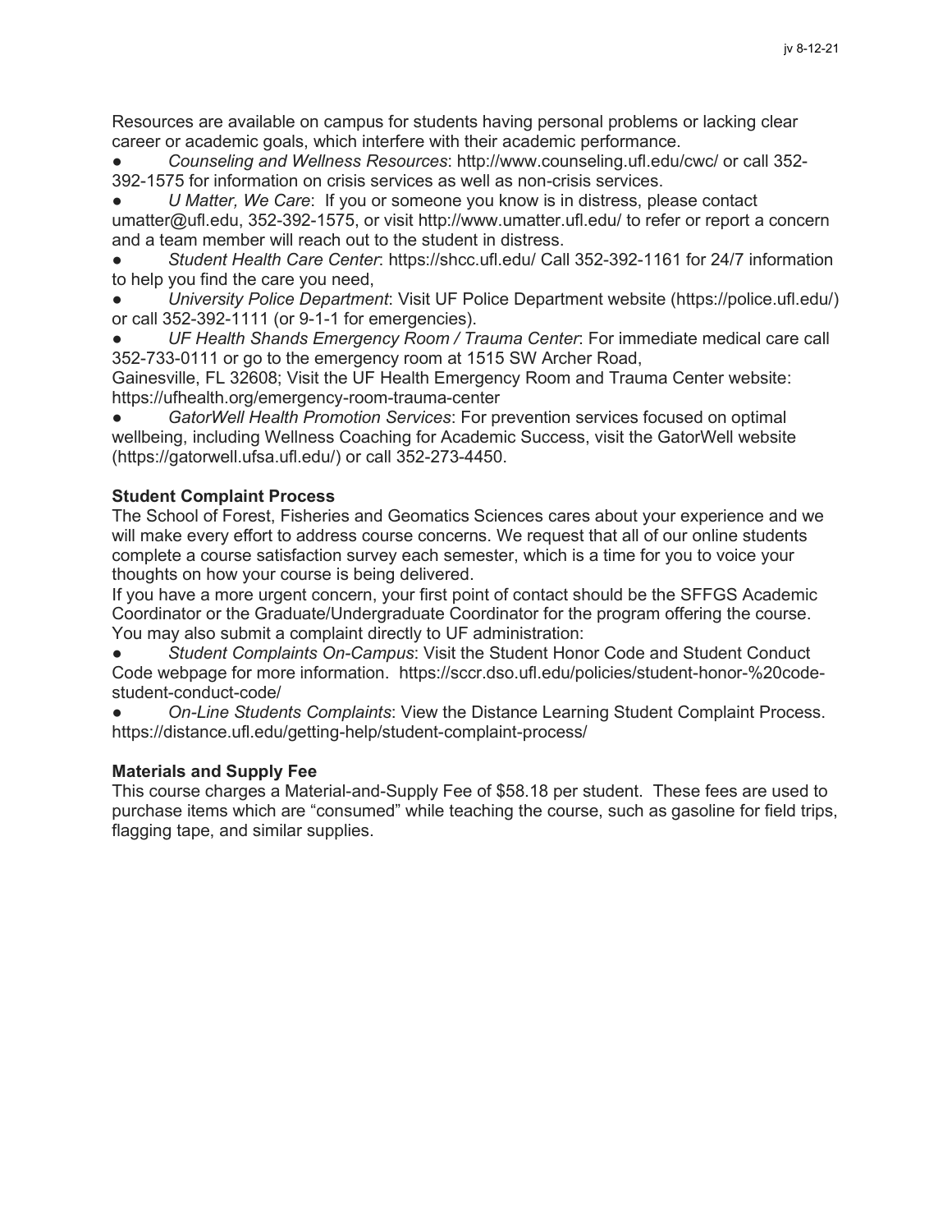Resources are available on campus for students having personal problems or lacking clear career or academic goals, which interfere with their academic performance.

- *Counseling and Wellness Resources*: http://www.counseling.ufl.edu/cwc/ or call 352-392-1575 for information on crisis services as well as non-crisis services.
- *U Matter, We Care*: If you or someone you know is in distress, please contact umatter@ufl.edu, 352-392-1575, or visit http://www.umatter.ufl.edu/ to refer or report a concern and a team member will reach out to the student in distress.
- *Student Health Care Center*: https://shcc.ufl.edu/ Call 352-392-1161 for 24/7 information to help you find the care you need,
- *University Police Department*: Visit UF Police Department website (https://police.ufl.edu/) or call 352-392-1111 (or 9-1-1 for emergencies).
- *UF Health Shands Emergency Room / Trauma Center*: For immediate medical care call 352-733-0111 or go to the emergency room at 1515 SW Archer Road, Gainesville, FL 32608; Visit the UF Health Emergency Room and Trauma Center website: https://ufhealth.org/emergency-room-trauma-center
- *GatorWell Health Promotion Services*: For prevention services focused on optimal wellbeing, including Wellness Coaching for Academic Success, visit the GatorWell website (https://gatorwell.ufsa.ufl.edu/) or call 352-273-4450.

**Student Complaint Process**

The School of Forest, Fisheries and Geomatics Sciences cares about your experience and we will make every effort to address course concerns. We request that all of our online students complete a course satisfaction survey each semester, which is a time for you to voice your thoughts on how your course is being delivered.

If you have a more urgent concern, your first point of contact should be the SFFGS Academic Coordinator or the Graduate/Undergraduate Coordinator for the program offering the course. You may also submit a complaint directly to UF administration:

- *Student Complaints On-Campus*: Visit the Student Honor Code and Student Conduct Code webpage for more information. https://sccr.dso.ufl.edu/policies/student-honor-%20code-student-conduct-code/
- *On-Line Students Complaints*: View the Distance Learning Student Complaint Process. https://distance.ufl.edu/getting-help/student-complaint-process/

**Materials and Supply Fee**

This course charges a Material-and-Supply Fee of $58.18 per student. These fees are used to purchase items which are "consumed" while teaching the course, such as gasoline for field trips, flagging tape, and similar supplies.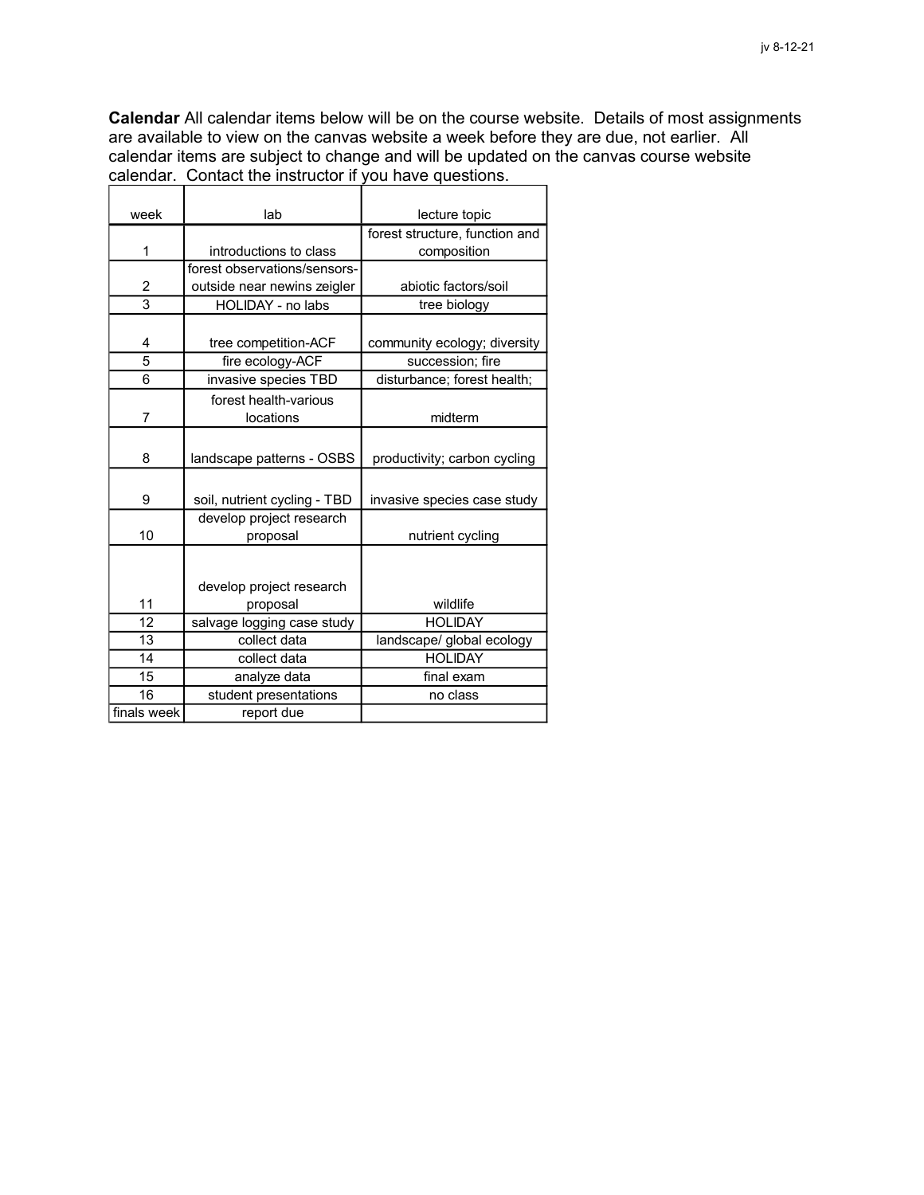**Calendar** All calendar items below will be on the course website. Details of most assignments are available to view on the canvas website a week before they are due, not earlier. All calendar items are subject to change and will be updated on the canvas course website calendar. Contact the instructor if you have questions.

| week | lab | lecture topic |
|---|---|---|
| 1 | introductions to class | forest structure, function and composition |
| 2 | forest observations/sensors-outside near newins zeigler | abiotic factors/soil |
| 3 | HOLIDAY - no labs | tree biology |
| 4 | tree competition-ACF | community ecology; diversity |
| 5 | fire ecology-ACF | succession; fire |
| 6 | invasive species TBD | disturbance; forest health; |
| 7 | forest health-various locations | midterm |
| 8 | landscape patterns - OSBS | productivity; carbon cycling |
| 9 | soil, nutrient cycling - TBD | invasive species case study |
| 10 | develop project research proposal | nutrient cycling |
| 11 | develop project research proposal | wildlife |
| 12 | salvage logging case study | HOLIDAY |
| 13 | collect data | landscape/ global ecology |
| 14 | collect data | HOLIDAY |
| 15 | analyze data | final exam |
| 16 | student presentations | no class |
| finals week | report due | |